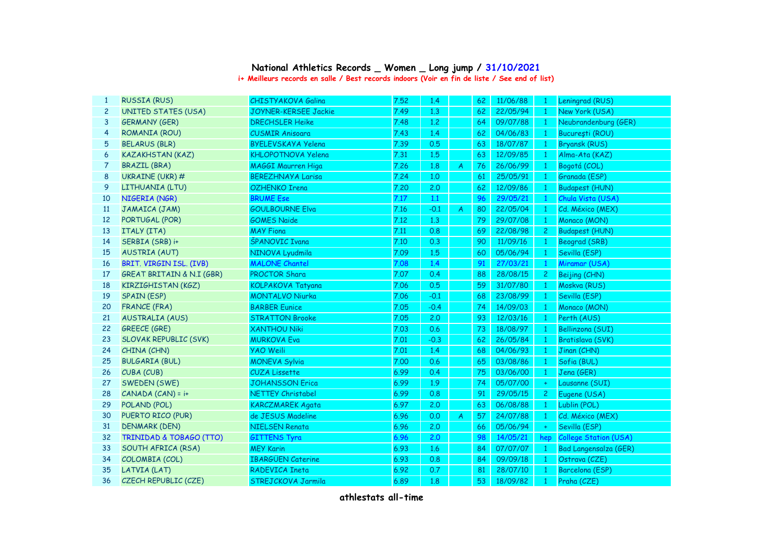# National Athletics Records _ Women _ Long jump / 31/10/2021

**i+ Meilleurs records en salle / Best records indoors (Voir en fin de liste / See end of list)**

| | | | | | | | | | |
|---|---|---|---|---|---|---|---|---|---|
| 1 | RUSSIA (RUS) | CHISTYAKOVA Galina | 7.52 | 1.4 | | 62 | 11/06/88 | 1 | Leningrad (RUS) |
| 2 | UNITED STATES (USA) | JOYNER-KERSEE Jackie | 7.49 | 1.3 | | 62 | 22/05/94 | 1 | New York (USA) |
| 3 | GERMANY (GER) | DRECHSLER Heike | 7.48 | 1.2 | | 64 | 09/07/88 | 1 | Neubrandenburg (GER) |
| 4 | ROMANIA (ROU) | CUSMIR Anisoara | 7.43 | 1.4 | | 62 | 04/06/83 | 1 | Bucureşti (ROU) |
| 5 | BELARUS (BLR) | BYELEVSKAYA Yelena | 7.39 | 0.5 | | 63 | 18/07/87 | 1 | Bryansk (RUS) |
| 6 | KAZAKHSTAN (KAZ) | KHLOPOTNOVA Yelena | 7.31 | 1.5 | | 63 | 12/09/85 | 1 | Alma-Ata (KAZ) |
| 7 | BRAZIL (BRA) | MAGGI Maurren Higa | 7.26 | 1.8 | A | 76 | 26/06/99 | 1 | Bogotá (COL) |
| 8 | UKRAINE (UKR) # | BEREZHNAYA Larisa | 7.24 | 1.0 | | 61 | 25/05/91 | 1 | Granada (ESP) |
| 9 | LITHUANIA (LTU) | OZHENKO Irena | 7.20 | 2.0 | | 62 | 12/09/86 | 1 | Budapest (HUN) |
| 10 | NIGERIA (NGR) | BRUME Ese | 7.17 | 1.1 | | 96 | 29/05/21 | 1 | Chula Vista (USA) |
| 11 | JAMAICA (JAM) | GOULBOURNE Elva | 7.16 | -0.1 | A | 80 | 22/05/04 | 1 | Cd. México (MEX) |
| 12 | PORTUGAL (POR) | GOMES Naide | 7.12 | 1.3 | | 79 | 29/07/08 | 1 | Monaco (MON) |
| 13 | ITALY (ITA) | MAY Fiona | 7.11 | 0.8 | | 69 | 22/08/98 | 2 | Budapest (HUN) |
| 14 | SERBIA (SRB) i+ | ŠPANOVIC Ivana | 7.10 | 0.3 | | 90 | 11/09/16 | 1 | Beograd (SRB) |
| 15 | AUSTRIA (AUT) | NINOVA Lyudmila | 7.09 | 1.5 | | 60 | 05/06/94 | 1 | Sevilla (ESP) |
| 16 | BRIT. VIRGIN ISL. (IVB) | MALONE Chantel | 7.08 | 1.4 | | 91 | 27/03/21 | 1 | Miramar (USA) |
| 17 | GREAT BRITAIN & N.I (GBR) | PROCTOR Shara | 7.07 | 0.4 | | 88 | 28/08/15 | 2 | Beijing (CHN) |
| 18 | KIRZIGHISTAN (KGZ) | KOLPAKOVA Tatyana | 7.06 | 0.5 | | 59 | 31/07/80 | 1 | Moskva (RUS) |
| 19 | SPAIN (ESP) | MONTALVO Niurka | 7.06 | -0.1 | | 68 | 23/08/99 | 1 | Sevilla (ESP) |
| 20 | FRANCE (FRA) | BARBER Eunice | 7.05 | -0.4 | | 74 | 14/09/03 | 1 | Monaco (MON) |
| 21 | AUSTRALIA (AUS) | STRATTON Brooke | 7.05 | 2.0 | | 93 | 12/03/16 | 1 | Perth (AUS) |
| 22 | GREECE (GRE) | XANTHOU Niki | 7.03 | 0.6 | | 73 | 18/08/97 | 1 | Bellinzona (SUI) |
| 23 | SLOVAK REPUBLIC (SVK) | MURKOVA Eva | 7.01 | -0.3 | | 62 | 26/05/84 | 1 | Bratislava (SVK) |
| 24 | CHINA (CHN) | YAO Weili | 7.01 | 1.4 | | 68 | 04/06/93 | 1 | Jinan (CHN) |
| 25 | BULGARIA (BUL) | MONEVA Sylvia | 7.00 | 0.6 | | 65 | 03/08/86 | 1 | Sofia (BUL) |
| 26 | CUBA (CUB) | CUZA Lissette | 6.99 | 0.4 | | 75 | 03/06/00 | 1 | Jena (GER) |
| 27 | SWEDEN (SWE) | JOHANSSON Erica | 6.99 | 1.9 | | 74 | 05/07/00 | + | Lausanne (SUI) |
| 28 | CANADA (CAN) = i+ | NETTEY Christabel | 6.99 | 0.8 | | 91 | 29/05/15 | 2 | Eugene (USA) |
| 29 | POLAND (POL) | KARCZMAREK Agata | 6.97 | 2.0 | | 63 | 06/08/88 | 1 | Lublin (POL) |
| 30 | PUERTO RICO (PUR) | de JESUS Madeline | 6.96 | 0.0 | A | 57 | 24/07/88 | 1 | Cd. México (MEX) |
| 31 | DENMARK (DEN) | NIELSEN Renata | 6.96 | 2.0 | | 66 | 05/06/94 | + | Sevilla (ESP) |
| 32 | TRINIDAD & TOBAGO (TTO) | GITTENS Tyra | 6.96 | 2.0 | | 98 | 14/05/21 | hep | College Station (USA) |
| 33 | SOUTH AFRICA (RSA) | MEY Karin | 6.93 | 1.6 | | 84 | 07/07/07 | 1 | Bad Langensalza (GER) |
| 34 | COLOMBIA (COL) | IBARGÜEN Caterine | 6.93 | 0.8 | | 84 | 09/09/18 | 1 | Ostrava (CZE) |
| 35 | LATVIA (LAT) | RADEVICA Ineta | 6.92 | 0.7 | | 81 | 28/07/10 | 1 | Barcelona (ESP) |
| 36 | CZECH REPUBLIC (CZE) | STREJCKOVA Jarmila | 6.89 | 1.8 | | 53 | 18/09/82 | 1 | Praha (CZE) |

**athlestats all-time**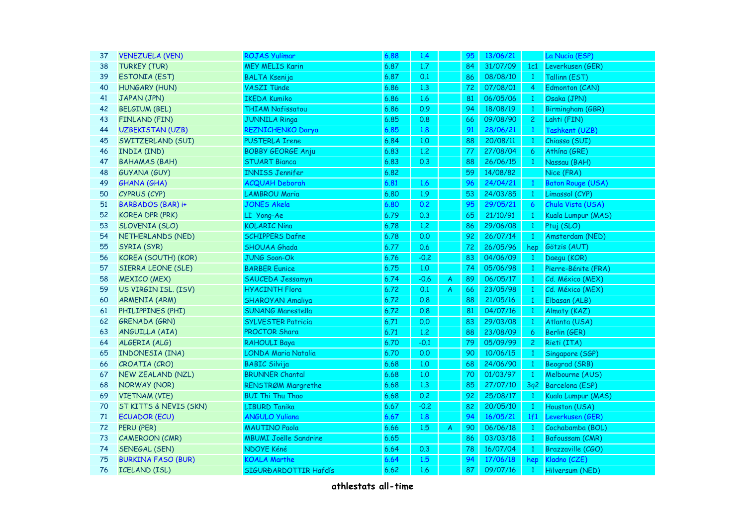| 37 | VENEZUELA (VEN) | ROJAS Yulimar | 6.88 | 1.4 | | 95 | 13/06/21 | | La Nucia (ESP) |
|---|---|---|---|---|---|---|---|---|---|
| 38 | TURKEY (TUR) | MEY MELIS Karin | 6.87 | 1.7 | | 84 | 31/07/09 | 1c1 | Leverkusen (GER) |
| 39 | ESTONIA (EST) | BALTA Ksenija | 6.87 | 0.1 | | 86 | 08/08/10 | 1 | Tallinn (EST) |
| 40 | HUNGARY (HUN) | VASZI Tünde | 6.86 | 1.3 | | 72 | 07/08/01 | 4 | Edmonton (CAN) |
| 41 | JAPAN (JPN) | IKEDA Kumiko | 6.86 | 1.6 | | 81 | 06/05/06 | 1 | Osaka (JPN) |
| 42 | BELGIUM (BEL) | THIAM Nafissatou | 6.86 | 0.9 | | 94 | 18/08/19 | 1 | Birmingham (GBR) |
| 43 | FINLAND (FIN) | JUNNILA Ringa | 6.85 | 0.8 | | 66 | 09/08/90 | 2 | Lahti (FIN) |
| 44 | UZBEKISTAN (UZB) | REZNICHENKO Darya | 6.85 | 1.8 | | 91 | 28/06/21 | 1 | Tashkent (UZB) |
| 45 | SWITZERLAND (SUI) | PUSTERLA Irene | 6.84 | 1.0 | | 88 | 20/08/11 | 1 | Chiasso (SUI) |
| 46 | INDIA (IND) | BOBBY GEORGE Anju | 6.83 | 1.2 | | 77 | 27/08/04 | 6 | Athína (GRE) |
| 47 | BAHAMAS (BAH) | STUART Bianca | 6.83 | 0.3 | | 88 | 26/06/15 | 1 | Nassau (BAH) |
| 48 | GUYANA (GUY) | INNISS Jennifer | 6.82 | | | 59 | 14/08/82 | | Nice (FRA) |
| 49 | GHANA (GHA) | ACQUAH Deborah | 6.81 | 1.6 | | 96 | 24/04/21 | 1 | Baton Rouge (USA) |
| 50 | CYPRUS (CYP) | LAMBROU Maria | 6.80 | 1.9 | | 53 | 24/03/85 | 1 | Limassol (CYP) |
| 51 | BARBADOS (BAR) i+ | JONES Akela | 6.80 | 0.2 | | 95 | 29/05/21 | 6 | Chula Vista (USA) |
| 52 | KOREA DPR (PRK) | LI Yong-Ae | 6.79 | 0.3 | | 65 | 21/10/91 | 1 | Kuala Lumpur (MAS) |
| 53 | SLOVENIA (SLO) | KOLARIC Nina | 6.78 | 1.2 | | 86 | 29/06/08 | 1 | Ptuj (SLO) |
| 54 | NETHERLANDS (NED) | SCHIPPERS Dafne | 6.78 | 0.0 | | 92 | 26/07/14 | 1 | Amsterdam (NED) |
| 55 | SYRIA (SYR) | SHOUAA Ghada | 6.77 | 0.6 | | 72 | 26/05/96 | hep | Götzis (AUT) |
| 56 | KOREA (SOUTH) (KOR) | JUNG Soon-Ok | 6.76 | -0.2 | | 83 | 04/06/09 | 1 | Daegu (KOR) |
| 57 | SIERRA LEONE (SLE) | BARBER Eunice | 6.75 | 1.0 | | 74 | 05/06/98 | 1 | Pierre-Bénite (FRA) |
| 58 | MEXICO (MEX) | SAUCEDA Jessamyn | 6.74 | -0.6 | A | 89 | 06/05/17 | 1 | Cd. México (MEX) |
| 59 | US VIRGIN ISL. (ISV) | HYACINTH Flora | 6.72 | 0.1 | A | 66 | 23/05/98 | 1 | Cd. México (MEX) |
| 60 | ARMENIA (ARM) | SHAROYAN Amaliya | 6.72 | 0.8 | | 88 | 21/05/16 | 1 | Elbasan (ALB) |
| 61 | PHILIPPINES (PHI) | SUNANG Marestella | 6.72 | 0.8 | | 81 | 04/07/16 | 1 | Almaty (KAZ) |
| 62 | GRENADA (GRN) | SYLVESTER Patricia | 6.71 | 0.0 | | 83 | 29/03/08 | 1 | Atlanta (USA) |
| 63 | ANGUILLA (AIA) | PROCTOR Shara | 6.71 | 1.2 | | 88 | 23/08/09 | 6 | Berlin (GER) |
| 64 | ALGERIA (ALG) | RAHOULI Baya | 6.70 | -0.1 | | 79 | 05/09/99 | 2 | Rieti (ITA) |
| 65 | INDONESIA (INA) | LONDA Maria Natalia | 6.70 | 0.0 | | 90 | 10/06/15 | 1 | Singapore (SGP) |
| 66 | CROATIA (CRO) | BABIC Silvija | 6.68 | 1.0 | | 68 | 24/06/90 | 1 | Beograd (SRB) |
| 67 | NEW ZEALAND (NZL) | BRUNNER Chantal | 6.68 | 1.0 | | 70 | 01/03/97 | 1 | Melbourne (AUS) |
| 68 | NORWAY (NOR) | RENSTRØM Margrethe | 6.68 | 1.3 | | 85 | 27/07/10 | 3q2 | Barcelona (ESP) |
| 69 | VIETNAM (VIE) | BUI Thi Thu Thao | 6.68 | 0.2 | | 92 | 25/08/17 | 1 | Kuala Lumpur (MAS) |
| 70 | ST KITTS & NEVIS (SKN) | LIBURD Tanika | 6.67 | -0.2 | | 82 | 20/05/10 | 1 | Houston (USA) |
| 71 | ECUADOR (ECU) | ANGULO Yuliana | 6.67 | 1.8 | | 94 | 16/05/21 | 1f1 | Leverkusen (GER) |
| 72 | PERU (PER) | MAUTINO Paola | 6.66 | 1.5 | A | 90 | 06/06/18 | 1 | Cochabamba (BOL) |
| 73 | CAMEROON (CMR) | MBUMI Joëlle Sandrine | 6.65 | | | 86 | 03/03/18 | 1 | Bafoussam (CMR) |
| 74 | SENEGAL (SEN) | NDOYE Kéné | 6.64 | 0.3 | | 78 | 16/07/04 | 1 | Brazzaville (CGO) |
| 75 | BURKINA FASO (BUR) | KOALA Marthe | 6.64 | 1.5 | | 94 | 17/06/18 | hep | Kladno (CZE) |
| 76 | ICELAND (ISL) | SIGURÐARDOTTIR Hafdís | 6.62 | 1.6 | | 87 | 09/07/16 | 1 | Hilversum (NED) |

**athlestats all-time**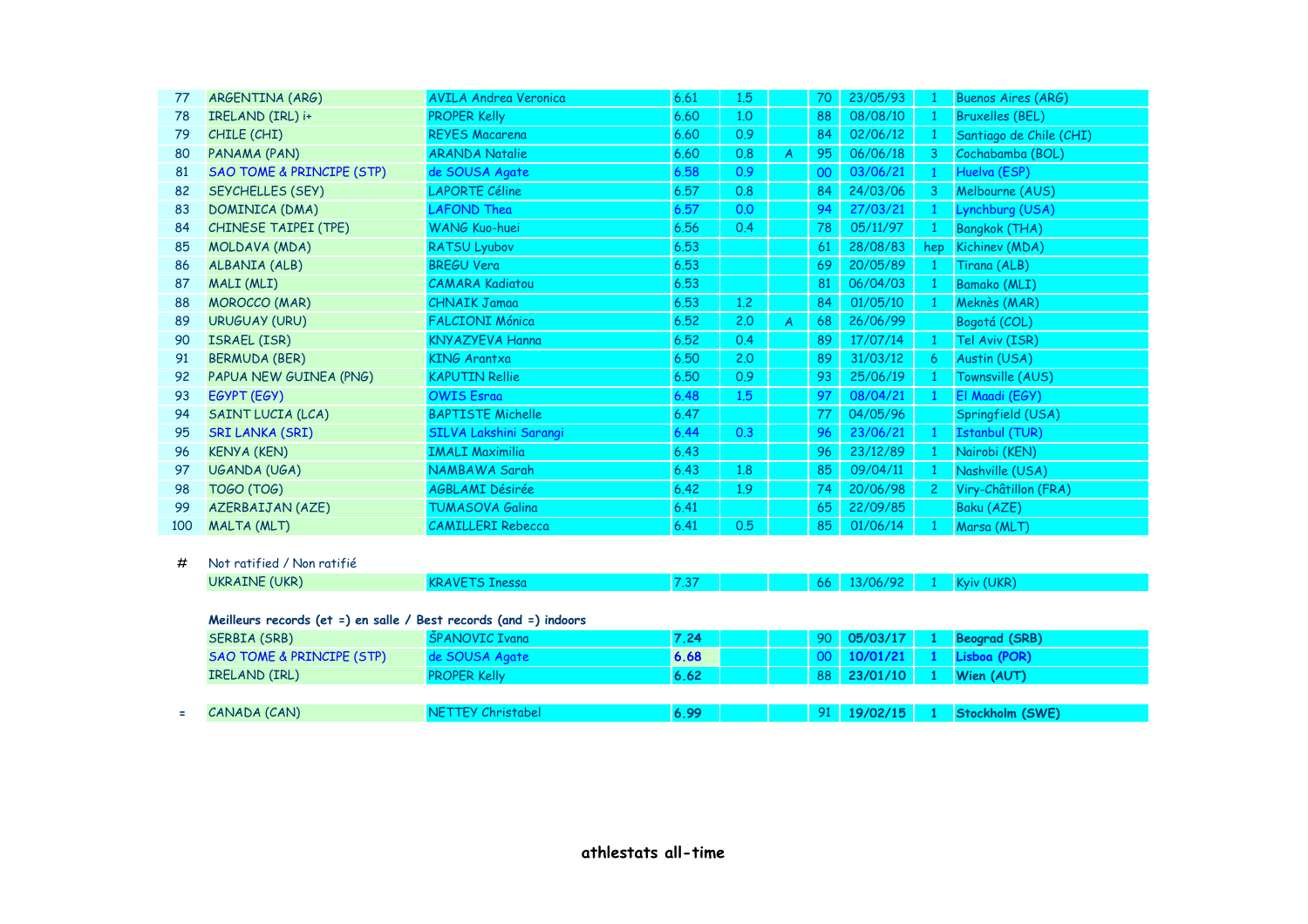| | | | | | | | | | |
|---|---|---|---|---|---|---|---|---|---|
| 77 | ARGENTINA (ARG) | AVILA Andrea Veronica | 6.61 | 1.5 | | 70 | 23/05/93 | 1 | Buenos Aires (ARG) |
| 78 | IRELAND (IRL) i+ | PROPER Kelly | 6.60 | 1.0 | | 88 | 08/08/10 | 1 | Bruxelles (BEL) |
| 79 | CHILE (CHI) | REYES Macarena | 6.60 | 0.9 | | 84 | 02/06/12 | 1 | Santiago de Chile (CHI) |
| 80 | PANAMA (PAN) | ARANDA Natalie | 6.60 | 0.8 | A | 95 | 06/06/18 | 3 | Cochabamba (BOL) |
| 81 | SAO TOME & PRINCIPE (STP) | de SOUSA Agate | 6.58 | 0.9 | | 00 | 03/06/21 | 1 | Huelva (ESP) |
| 82 | SEYCHELLES (SEY) | LAPORTE Céline | 6.57 | 0.8 | | 84 | 24/03/06 | 3 | Melbourne (AUS) |
| 83 | DOMINICA (DMA) | LAFOND Thea | 6.57 | 0.0 | | 94 | 27/03/21 | 1 | Lynchburg (USA) |
| 84 | CHINESE TAIPEI (TPE) | WANG Kuo-huei | 6.56 | 0.4 | | 78 | 05/11/97 | 1 | Bangkok (THA) |
| 85 | MOLDAVA (MDA) | RATSU Lyubov | 6.53 | | | 61 | 28/08/83 | hep | Kichinev (MDA) |
| 86 | ALBANIA (ALB) | BREGU Vera | 6.53 | | | 69 | 20/05/89 | 1 | Tirana (ALB) |
| 87 | MALI (MLI) | CAMARA Kadiatou | 6.53 | | | 81 | 06/04/03 | 1 | Bamako (MLI) |
| 88 | MOROCCO (MAR) | CHNAIK Jamaa | 6.53 | 1.2 | | 84 | 01/05/10 | 1 | Meknès (MAR) |
| 89 | URUGUAY (URU) | FALCIONI Mónica | 6.52 | 2.0 | A | 68 | 26/06/99 | | Bogotá (COL) |
| 90 | ISRAEL (ISR) | KNYAZYEVA Hanna | 6.52 | 0.4 | | 89 | 17/07/14 | 1 | Tel Aviv (ISR) |
| 91 | BERMUDA (BER) | KING Arantxa | 6.50 | 2.0 | | 89 | 31/03/12 | 6 | Austin (USA) |
| 92 | PAPUA NEW GUINEA (PNG) | KAPUTIN Rellie | 6.50 | 0.9 | | 93 | 25/06/19 | 1 | Townsville (AUS) |
| 93 | EGYPT (EGY) | OWIS Esraa | 6.48 | 1.5 | | 97 | 08/04/21 | 1 | El Maadi (EGY) |
| 94 | SAINT LUCIA (LCA) | BAPTISTE Michelle | 6.47 | | | 77 | 04/05/96 | | Springfield (USA) |
| 95 | SRI LANKA (SRI) | SILVA Lakshini Sarangi | 6.44 | 0.3 | | 96 | 23/06/21 | 1 | Istanbul (TUR) |
| 96 | KENYA (KEN) | IMALI Maximilia | 6.43 | | | 96 | 23/12/89 | 1 | Nairobi (KEN) |
| 97 | UGANDA (UGA) | NAMBAWA Sarah | 6.43 | 1.8 | | 85 | 09/04/11 | 1 | Nashville (USA) |
| 98 | TOGO (TOG) | AGBLAMI Désirée | 6.42 | 1.9 | | 74 | 20/06/98 | 2 | Viry-Châtillon (FRA) |
| 99 | AZERBAIJAN (AZE) | TUMASOVA Galina | 6.41 | | | 65 | 22/09/85 | | Baku (AZE) |
| 100 | MALTA (MLT) | CAMILLERI Rebecca | 6.41 | 0.5 | | 85 | 01/06/14 | 1 | Marsa (MLT) |

| | | | | | | | | | |
|---|---|---|---|---|---|---|---|---|---|
| # | Not ratified / Non ratifié | | | | | | | | |
| | UKRAINE (UKR) | KRAVETS Inessa | 7.37 | | | 66 | 13/06/92 | 1 | Kyiv (UKR) |

**Meilleurs records (et =) en salle / Best records (and =) indoors**

| | | | | | | | | | |
|---|---|---|---|---|---|---|---|---|---|
| | SERBIA (SRB) | ŠPANOVIC Ivana | **7.24** | | | 90 | **05/03/17** | **1** | **Beograd (SRB)** |
| | SAO TOME & PRINCIPE (STP) | de SOUSA Agate | **6.68** | | | 00 | **10/01/21** | **1** | **Lisboa (POR)** |
| | IRELAND (IRL) | PROPER Kelly | **6.62** | | | 88 | **23/01/10** | **1** | **Wien (AUT)** |
| = | CANADA (CAN) | NETTEY Christabel | **6.99** | | | 91 | **19/02/15** | **1** | **Stockholm (SWE)** |